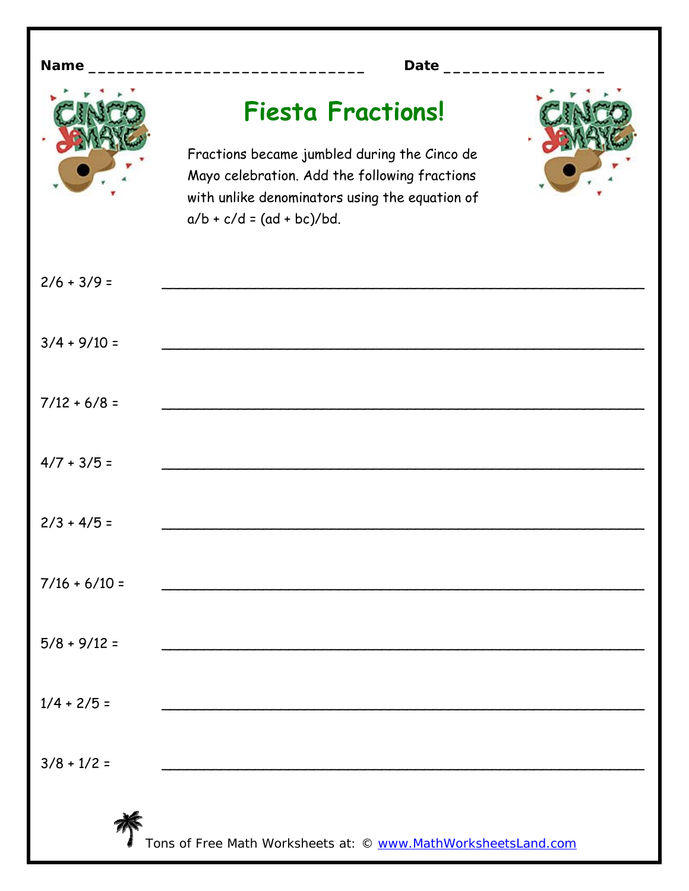Name ______________________________ Date ________________

# Fiesta Fractions!

Fractions became jumbled during the Cinco de Mayo celebration. Add the following fractions with unlike denominators using the equation of $a/b + c/d = (ad + bc)/bd$.

$2/6 + 3/9 =$ ____________________________________________

$3/4 + 9/10 =$ ____________________________________________

$7/12 + 6/8 =$ ____________________________________________

$4/7 + 3/5 =$ ____________________________________________

$2/3 + 4/5 =$ ____________________________________________

$7/16 + 6/10 =$ ____________________________________________

$5/8 + 9/12 =$ ____________________________________________

$1/4 + 2/5 =$ ____________________________________________

$3/8 + 1/2 =$ ____________________________________________

Tons of Free Math Worksheets at: © www.MathWorksheetsLand.com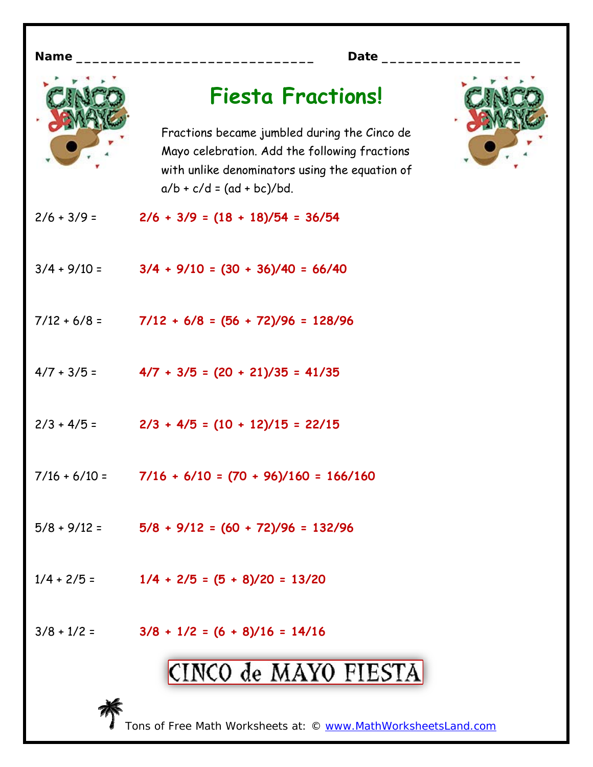Name ______________________________ Date ________________

# Fiesta Fractions!

Fractions became jumbled during the Cinco de Mayo celebration. Add the following fractions with unlike denominators using the equation of $a/b + c/d = (ad + bc)/bd$.

$2/6 + 3/9 =$ **$2/6 + 3/9 = (18 + 18)/54 = 36/54$**

$3/4 + 9/10 =$ **$3/4 + 9/10 = (30 + 36)/40 = 66/40$**

$7/12 + 6/8 =$ **$7/12 + 6/8 = (56 + 72)/96 = 128/96$**

$4/7 + 3/5 =$ **$4/7 + 3/5 = (20 + 21)/35 = 41/35$**

$2/3 + 4/5 =$ **$2/3 + 4/5 = (10 + 12)/15 = 22/15$**

$7/16 + 6/10 =$ **$7/16 + 6/10 = (70 + 96)/160 = 166/160$**

$5/8 + 9/12 =$ **$5/8 + 9/12 = (60 + 72)/96 = 132/96$**

$1/4 + 2/5 =$ **$1/4 + 2/5 = (5 + 8)/20 = 13/20$**

$3/8 + 1/2 =$ **$3/8 + 1/2 = (6 + 8)/16 = 14/16$**

CINCO de MAYO FIESTA

Tons of Free Math Worksheets at: © www.MathWorksheetsLand.com